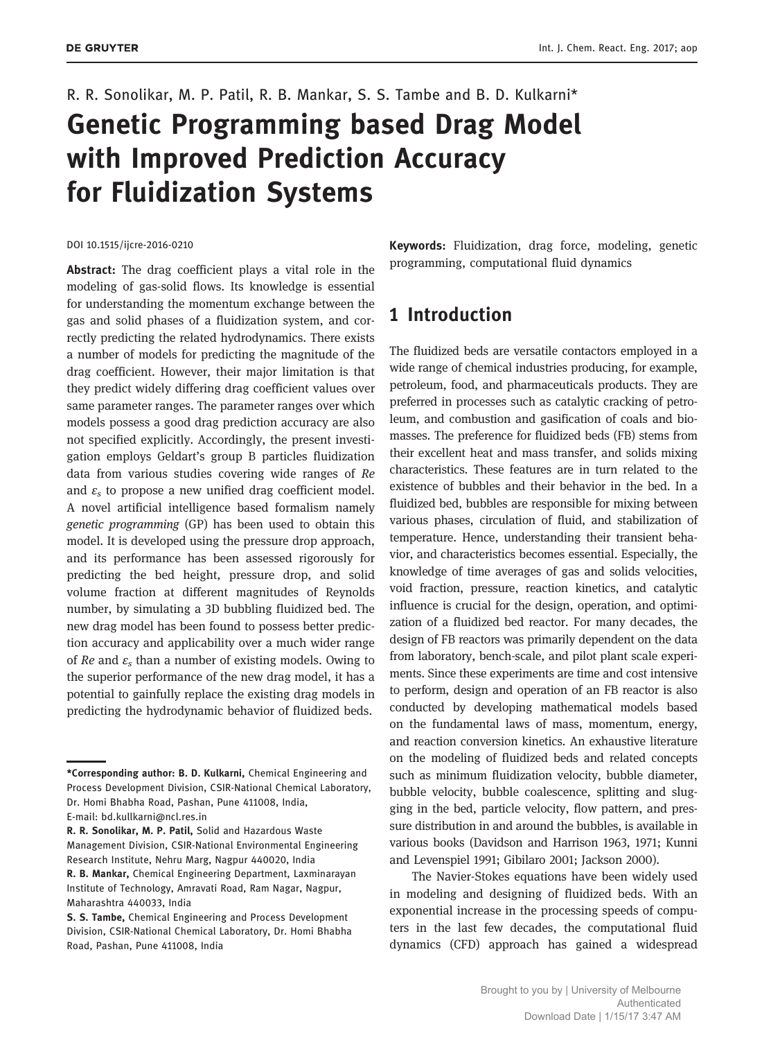R. R. Sonolikar, M. P. Patil, R. B. Mankar, S. S. Tambe and B. D. Kulkarni*

# Genetic Programming based Drag Model with Improved Prediction Accuracy for Fluidization Systems

DOI 10.1515/ijcre-2016-0210

**Abstract:** The drag coefficient plays a vital role in the modeling of gas-solid flows. Its knowledge is essential for understanding the momentum exchange between the gas and solid phases of a fluidization system, and correctly predicting the related hydrodynamics. There exists a number of models for predicting the magnitude of the drag coefficient. However, their major limitation is that they predict widely differing drag coefficient values over same parameter ranges. The parameter ranges over which models possess a good drag prediction accuracy are also not specified explicitly. Accordingly, the present investigation employs Geldart's group B particles fluidization data from various studies covering wide ranges of $Re$ and $\varepsilon_s$ to propose a new unified drag coefficient model. A novel artificial intelligence based formalism namely *genetic programming* (GP) has been used to obtain this model. It is developed using the pressure drop approach, and its performance has been assessed rigorously for predicting the bed height, pressure drop, and solid volume fraction at different magnitudes of Reynolds number, by simulating a 3D bubbling fluidized bed. The new drag model has been found to possess better prediction accuracy and applicability over a much wider range of $Re$ and $\varepsilon_s$ than a number of existing models. Owing to the superior performance of the new drag model, it has a potential to gainfully replace the existing drag models in predicting the hydrodynamic behavior of fluidized beds.

**Keywords:** Fluidization, drag force, modeling, genetic programming, computational fluid dynamics

## 1 Introduction

The fluidized beds are versatile contactors employed in a wide range of chemical industries producing, for example, petroleum, food, and pharmaceuticals products. They are preferred in processes such as catalytic cracking of petroleum, and combustion and gasification of coals and biomasses. The preference for fluidized beds (FB) stems from their excellent heat and mass transfer, and solids mixing characteristics. These features are in turn related to the existence of bubbles and their behavior in the bed. In a fluidized bed, bubbles are responsible for mixing between various phases, circulation of fluid, and stabilization of temperature. Hence, understanding their transient behavior, and characteristics becomes essential. Especially, the knowledge of time averages of gas and solids velocities, void fraction, pressure, reaction kinetics, and catalytic influence is crucial for the design, operation, and optimization of a fluidized bed reactor. For many decades, the design of FB reactors was primarily dependent on the data from laboratory, bench-scale, and pilot plant scale experiments. Since these experiments are time and cost intensive to perform, design and operation of an FB reactor is also conducted by developing mathematical models based on the fundamental laws of mass, momentum, energy, and reaction conversion kinetics. An exhaustive literature on the modeling of fluidized beds and related concepts such as minimum fluidization velocity, bubble diameter, bubble velocity, bubble coalescence, splitting and slugging in the bed, particle velocity, flow pattern, and pressure distribution in and around the bubbles, is available in various books (Davidson and Harrison 1963, 1971; Kunni and Levenspiel 1991; Gibilaro 2001; Jackson 2000).

The Navier-Stokes equations have been widely used in modeling and designing of fluidized beds. With an exponential increase in the processing speeds of computers in the last few decades, the computational fluid dynamics (CFD) approach has gained a widespread

---

***Corresponding author: B. D. Kulkarni,** Chemical Engineering and Process Development Division, CSIR-National Chemical Laboratory, Dr. Homi Bhabha Road, Pashan, Pune 411008, India, E-mail: bd.kullkarni@ncl.res.in

**R. R. Sonolikar, M. P. Patil,** Solid and Hazardous Waste Management Division, CSIR-National Environmental Engineering Research Institute, Nehru Marg, Nagpur 440020, India

**R. B. Mankar,** Chemical Engineering Department, Laxminarayan Institute of Technology, Amravati Road, Ram Nagar, Nagpur, Maharashtra 440033, India

**S. S. Tambe,** Chemical Engineering and Process Development Division, CSIR-National Chemical Laboratory, Dr. Homi Bhabha Road, Pashan, Pune 411008, India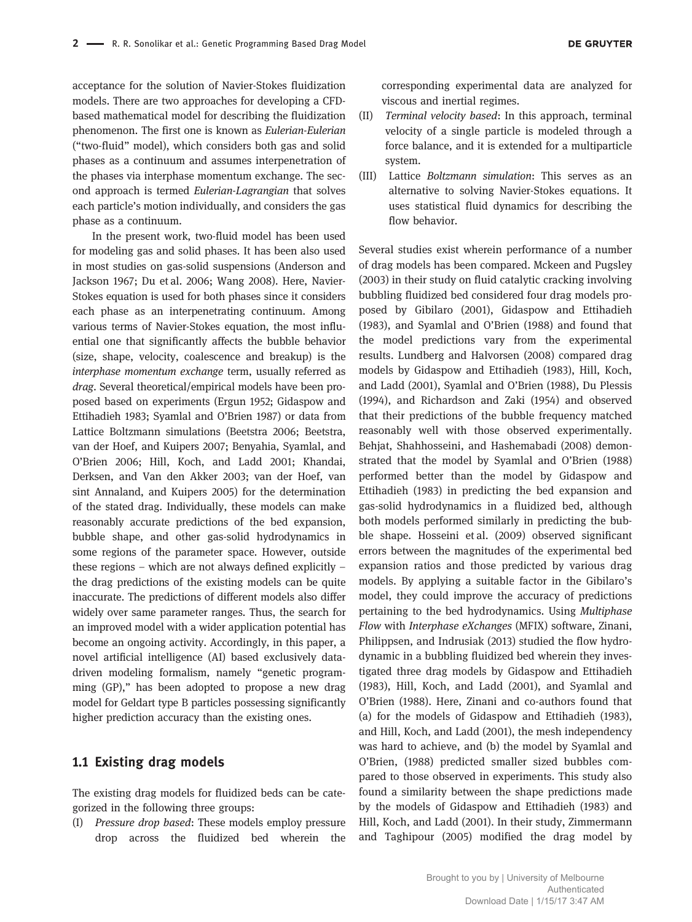acceptance for the solution of Navier-Stokes fluidization models. There are two approaches for developing a CFD-based mathematical model for describing the fluidization phenomenon. The first one is known as *Eulerian-Eulerian* ("two-fluid" model), which considers both gas and solid phases as a continuum and assumes interpenetration of the phases via interphase momentum exchange. The second approach is termed *Eulerian-Lagrangian* that solves each particle's motion individually, and considers the gas phase as a continuum.

In the present work, two-fluid model has been used for modeling gas and solid phases. It has been also used in most studies on gas-solid suspensions (Anderson and Jackson 1967; Du et al. 2006; Wang 2008). Here, Navier-Stokes equation is used for both phases since it considers each phase as an interpenetrating continuum. Among various terms of Navier-Stokes equation, the most influential one that significantly affects the bubble behavior (size, shape, velocity, coalescence and breakup) is the *interphase momentum exchange* term, usually referred as *drag*. Several theoretical/empirical models have been proposed based on experiments (Ergun 1952; Gidaspow and Ettihadieh 1983; Syamlal and O'Brien 1987) or data from Lattice Boltzmann simulations (Beetstra 2006; Beetstra, van der Hoef, and Kuipers 2007; Benyahia, Syamlal, and O'Brien 2006; Hill, Koch, and Ladd 2001; Khandai, Derksen, and Van den Akker 2003; van der Hoef, van sint Annaland, and Kuipers 2005) for the determination of the stated drag. Individually, these models can make reasonably accurate predictions of the bed expansion, bubble shape, and other gas-solid hydrodynamics in some regions of the parameter space. However, outside these regions – which are not always defined explicitly – the drag predictions of the existing models can be quite inaccurate. The predictions of different models also differ widely over same parameter ranges. Thus, the search for an improved model with a wider application potential has become an ongoing activity. Accordingly, in this paper, a novel artificial intelligence (AI) based exclusively data-driven modeling formalism, namely "genetic programming (GP)," has been adopted to propose a new drag model for Geldart type B particles possessing significantly higher prediction accuracy than the existing ones.

## 1.1 Existing drag models

The existing drag models for fluidized beds can be categorized in the following three groups:

(I) *Pressure drop based*: These models employ pressure drop across the fluidized bed wherein the corresponding experimental data are analyzed for viscous and inertial regimes.

(II) *Terminal velocity based*: In this approach, terminal velocity of a single particle is modeled through a force balance, and it is extended for a multiparticle system.

(III) Lattice *Boltzmann simulation*: This serves as an alternative to solving Navier-Stokes equations. It uses statistical fluid dynamics for describing the flow behavior.

Several studies exist wherein performance of a number of drag models has been compared. Mckeen and Pugsley (2003) in their study on fluid catalytic cracking involving bubbling fluidized bed considered four drag models proposed by Gibilaro (2001), Gidaspow and Ettihadieh (1983), and Syamlal and O'Brien (1988) and found that the model predictions vary from the experimental results. Lundberg and Halvorsen (2008) compared drag models by Gidaspow and Ettihadieh (1983), Hill, Koch, and Ladd (2001), Syamlal and O'Brien (1988), Du Plessis (1994), and Richardson and Zaki (1954) and observed that their predictions of the bubble frequency matched reasonably well with those observed experimentally. Behjat, Shahhosseini, and Hashemabadi (2008) demonstrated that the model by Syamlal and O'Brien (1988) performed better than the model by Gidaspow and Ettihadieh (1983) in predicting the bed expansion and gas-solid hydrodynamics in a fluidized bed, although both models performed similarly in predicting the bubble shape. Hosseini et al. (2009) observed significant errors between the magnitudes of the experimental bed expansion ratios and those predicted by various drag models. By applying a suitable factor in the Gibilaro's model, they could improve the accuracy of predictions pertaining to the bed hydrodynamics. Using *Multiphase Flow* with *Interphase eXchanges* (MFIX) software, Zinani, Philippsen, and Indrusiak (2013) studied the flow hydrodynamic in a bubbling fluidized bed wherein they investigated three drag models by Gidaspow and Ettihadieh (1983), Hill, Koch, and Ladd (2001), and Syamlal and O'Brien (1988). Here, Zinani and co-authors found that (a) for the models of Gidaspow and Ettihadieh (1983), and Hill, Koch, and Ladd (2001), the mesh independency was hard to achieve, and (b) the model by Syamlal and O'Brien, (1988) predicted smaller sized bubbles compared to those observed in experiments. This study also found a similarity between the shape predictions made by the models of Gidaspow and Ettihadieh (1983) and Hill, Koch, and Ladd (2001). In their study, Zimmermann and Taghipour (2005) modified the drag model by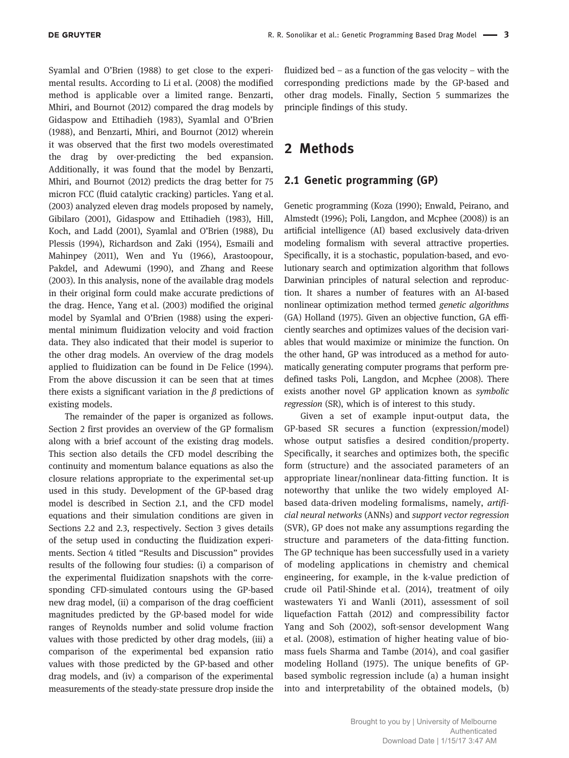Syamlal and O'Brien (1988) to get close to the experimental results. According to Li et al. (2008) the modified method is applicable over a limited range. Benzarti, Mhiri, and Bournot (2012) compared the drag models by Gidaspow and Ettihadieh (1983), Syamlal and O'Brien (1988), and Benzarti, Mhiri, and Bournot (2012) wherein it was observed that the first two models overestimated the drag by over-predicting the bed expansion. Additionally, it was found that the model by Benzarti, Mhiri, and Bournot (2012) predicts the drag better for 75 micron FCC (fluid catalytic cracking) particles. Yang et al. (2003) analyzed eleven drag models proposed by namely, Gibilaro (2001), Gidaspow and Ettihadieh (1983), Hill, Koch, and Ladd (2001), Syamlal and O'Brien (1988), Du Plessis (1994), Richardson and Zaki (1954), Esmaili and Mahinpey (2011), Wen and Yu (1966), Arastoopour, Pakdel, and Adewumi (1990), and Zhang and Reese (2003). In this analysis, none of the available drag models in their original form could make accurate predictions of the drag. Hence, Yang et al. (2003) modified the original model by Syamlal and O'Brien (1988) using the experimental minimum fluidization velocity and void fraction data. They also indicated that their model is superior to the other drag models. An overview of the drag models applied to fluidization can be found in De Felice (1994). From the above discussion it can be seen that at times there exists a significant variation in the $\beta$ predictions of existing models.

The remainder of the paper is organized as follows. Section 2 first provides an overview of the GP formalism along with a brief account of the existing drag models. This section also details the CFD model describing the continuity and momentum balance equations as also the closure relations appropriate to the experimental set-up used in this study. Development of the GP-based drag model is described in Section 2.1, and the CFD model equations and their simulation conditions are given in Sections 2.2 and 2.3, respectively. Section 3 gives details of the setup used in conducting the fluidization experiments. Section 4 titled "Results and Discussion" provides results of the following four studies: (i) a comparison of the experimental fluidization snapshots with the corresponding CFD-simulated contours using the GP-based new drag model, (ii) a comparison of the drag coefficient magnitudes predicted by the GP-based model for wide ranges of Reynolds number and solid volume fraction values with those predicted by other drag models, (iii) a comparison of the experimental bed expansion ratio values with those predicted by the GP-based and other drag models, and (iv) a comparison of the experimental measurements of the steady-state pressure drop inside the fluidized bed – as a function of the gas velocity – with the corresponding predictions made by the GP-based and other drag models. Finally, Section 5 summarizes the principle findings of this study.

# 2 Methods

## 2.1 Genetic programming (GP)

Genetic programming (Koza (1990); Enwald, Peirano, and Almstedt (1996); Poli, Langdon, and Mcphee (2008)) is an artificial intelligence (AI) based exclusively data-driven modeling formalism with several attractive properties. Specifically, it is a stochastic, population-based, and evolutionary search and optimization algorithm that follows Darwinian principles of natural selection and reproduction. It shares a number of features with an AI-based nonlinear optimization method termed *genetic algorithms* (GA) Holland (1975). Given an objective function, GA efficiently searches and optimizes values of the decision variables that would maximize or minimize the function. On the other hand, GP was introduced as a method for automatically generating computer programs that perform predefined tasks Poli, Langdon, and Mcphee (2008). There exists another novel GP application known as *symbolic regression* (SR), which is of interest to this study.

Given a set of example input-output data, the GP-based SR secures a function (expression/model) whose output satisfies a desired condition/property. Specifically, it searches and optimizes both, the specific form (structure) and the associated parameters of an appropriate linear/nonlinear data-fitting function. It is noteworthy that unlike the two widely employed AI-based data-driven modeling formalisms, namely, *artificial neural networks* (ANNs) and *support vector regression* (SVR), GP does not make any assumptions regarding the structure and parameters of the data-fitting function. The GP technique has been successfully used in a variety of modeling applications in chemistry and chemical engineering, for example, in the k-value prediction of crude oil Patil-Shinde et al. (2014), treatment of oily wastewaters Yi and Wanli (2011), assessment of soil liquefaction Fattah (2012) and compressibility factor Yang and Soh (2002), soft-sensor development Wang et al. (2008), estimation of higher heating value of biomass fuels Sharma and Tambe (2014), and coal gasifier modeling Holland (1975). The unique benefits of GP-based symbolic regression include (a) a human insight into and interpretability of the obtained models, (b)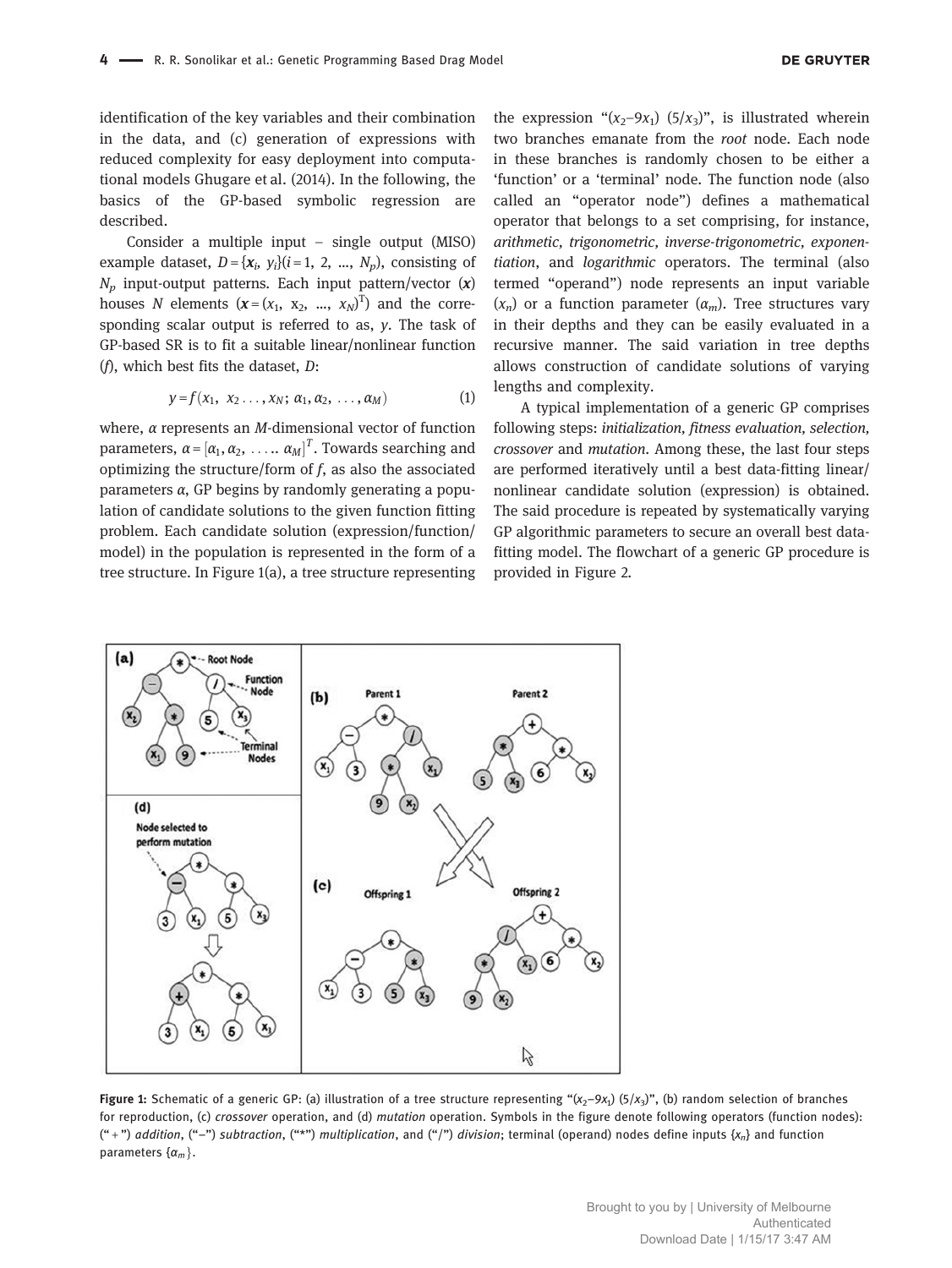identification of the key variables and their combination in the data, and (c) generation of expressions with reduced complexity for easy deployment into computational models Ghugare et al. (2014). In the following, the basics of the GP-based symbolic regression are described.

Consider a multiple input – single output (MISO) example dataset, $D = \{\boldsymbol{x}_i, y_i\}(i = 1, 2, \ldots, N_p)$, consisting of $N_p$ input-output patterns. Each input pattern/vector ($\boldsymbol{x}$) houses $N$ elements ($\boldsymbol{x} = (x_1, x_2, \ldots, x_N)^{\mathrm{T}}$) and the corresponding scalar output is referred to as, $y$. The task of GP-based SR is to fit a suitable linear/nonlinear function ($f$), which best fits the dataset, $D$:

$$y = f(x_1, \; x_2 \ldots, x_N; \; \alpha_1, \alpha_2, \; \ldots, \alpha_M) \tag{1}$$

where, $\alpha$ represents an $M$-dimensional vector of function parameters, $\alpha = [\alpha_1, \alpha_2, \; \ldots\ldots \; \alpha_M]^T$. Towards searching and optimizing the structure/form of $f$, as also the associated parameters $\alpha$, GP begins by randomly generating a population of candidate solutions to the given function fitting problem. Each candidate solution (expression/function/model) in the population is represented in the form of a tree structure. In Figure 1(a), a tree structure representing the expression "$(x_2 - 9x_1)$ $(5/x_3)$", is illustrated wherein two branches emanate from the *root* node. Each node in these branches is randomly chosen to be either a 'function' or a 'terminal' node. The function node (also called an "operator node") defines a mathematical operator that belongs to a set comprising, for instance, *arithmetic, trigonometric, inverse-trigonometric, exponentiation*, and *logarithmic* operators. The terminal (also termed "operand") node represents an input variable ($x_n$) or a function parameter ($\alpha_m$). Tree structures vary in their depths and they can be easily evaluated in a recursive manner. The said variation in tree depths allows construction of candidate solutions of varying lengths and complexity.

A typical implementation of a generic GP comprises following steps: *initialization, fitness evaluation, selection, crossover* and *mutation*. Among these, the last four steps are performed iteratively until a best data-fitting linear/nonlinear candidate solution (expression) is obtained. The said procedure is repeated by systematically varying GP algorithmic parameters to secure an overall best data-fitting model. The flowchart of a generic GP procedure is provided in Figure 2.

**Figure 1:** Schematic of a generic GP: (a) illustration of a tree structure representing "$(x_2 - 9x_1)$ $(5/x_3)$", (b) random selection of branches for reproduction, (c) *crossover* operation, and (d) *mutation* operation. Symbols in the figure denote following operators (function nodes): ("+") *addition*, ("−") *subtraction*, ("*") *multiplication*, and ("/") *division*; terminal (operand) nodes define inputs $\{x_n\}$ and function parameters $\{\alpha_m\}$.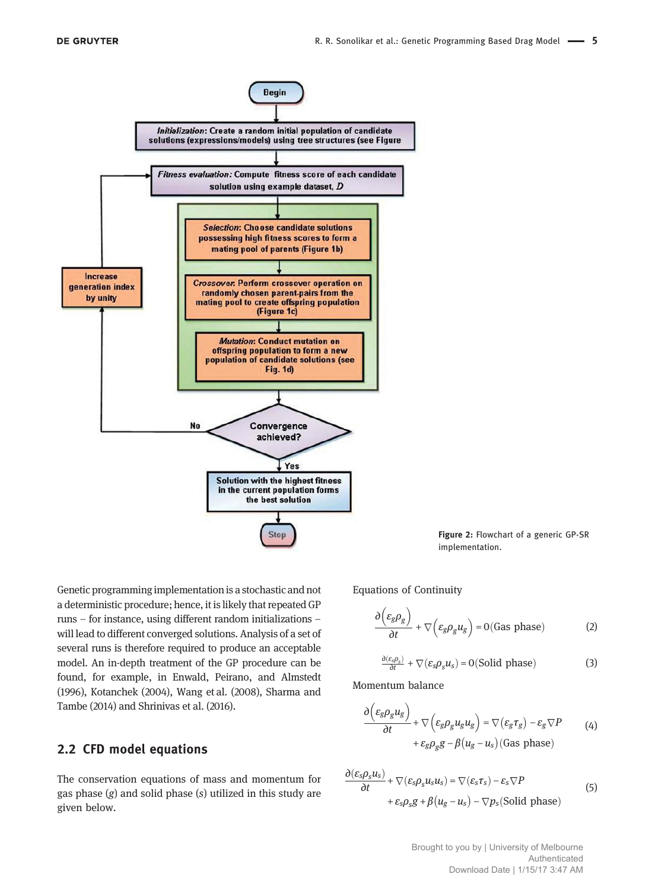Figure 2: Flowchart of a generic GP-SR implementation.

Genetic programming implementation is a stochastic and not a deterministic procedure; hence, it is likely that repeated GP runs – for instance, using different random initializations – will lead to different converged solutions. Analysis of a set of several runs is therefore required to produce an acceptable model. An in-depth treatment of the GP procedure can be found, for example, in Enwald, Peirano, and Almstedt (1996), Kotanchek (2004), Wang et al. (2008), Sharma and Tambe (2014) and Shrinivas et al. (2016).

## 2.2 CFD model equations

The conservation equations of mass and momentum for gas phase ($g$) and solid phase ($s$) utilized in this study are given below.

Equations of Continuity

$$\frac{\partial\left(\varepsilon_g \rho_g\right)}{\partial t} + \nabla\left(\varepsilon_g \rho_g u_g\right) = 0 \text{(Gas phase)} \tag{2}$$

$$\frac{\partial(\varepsilon_s \rho_s)}{\partial t} + \nabla(\varepsilon_s \rho_s u_s) = 0 \text{(Solid phase)} \tag{3}$$

Momentum balance

$$\frac{\partial\left(\varepsilon_g \rho_g u_g\right)}{\partial t} + \nabla\left(\varepsilon_g \rho_g u_g u_g\right) = \nabla\left(\varepsilon_g \tau_g\right) - \varepsilon_g \nabla P + \varepsilon_g \rho_g g - \beta\left(u_g - u_s\right) \text{(Gas phase)} \tag{4}$$

$$\frac{\partial(\varepsilon_s \rho_s u_s)}{\partial t} + \nabla(\varepsilon_s \rho_s u_s u_s) = \nabla(\varepsilon_s \tau_s) - \varepsilon_s \nabla P + \varepsilon_s \rho_s g + \beta\left(u_g - u_s\right) - \nabla p_s \text{(Solid phase)} \tag{5}$$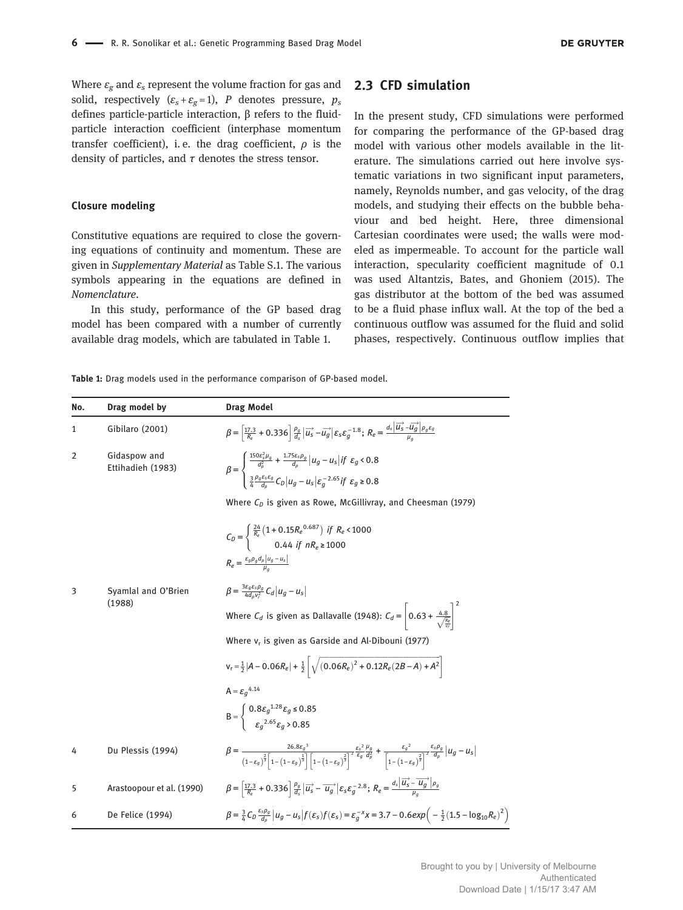Where $\varepsilon_g$ and $\varepsilon_s$ represent the volume fraction for gas and solid, respectively ($\varepsilon_s + \varepsilon_g = 1$), $P$ denotes pressure, $p_s$ defines particle-particle interaction, β refers to the fluid-particle interaction coefficient (interphase momentum transfer coefficient), i. e. the drag coefficient, $\rho$ is the density of particles, and $\tau$ denotes the stress tensor.

#### Closure modeling

Constitutive equations are required to close the governing equations of continuity and momentum. These are given in *Supplementary Material* as Table S.1. The various symbols appearing in the equations are defined in *Nomenclature*.

In this study, performance of the GP based drag model has been compared with a number of currently available drag models, which are tabulated in Table 1.

## 2.3 CFD simulation

In the present study, CFD simulations were performed for comparing the performance of the GP-based drag model with various other models available in the literature. The simulations carried out here involve systematic variations in two significant input parameters, namely, Reynolds number, and gas velocity, of the drag models, and studying their effects on the bubble behaviour and bed height. Here, three dimensional Cartesian coordinates were used; the walls were modeled as impermeable. To account for the particle wall interaction, specularity coefficient magnitude of 0.1 was used Altantzis, Bates, and Ghoniem (2015). The gas distributor at the bottom of the bed was assumed to be a fluid phase influx wall. At the top of the bed a continuous outflow was assumed for the fluid and solid phases, respectively. Continuous outflow implies that

**Table 1:** Drag models used in the performance comparison of GP-based model.

| No. | Drag model by | Drag Model |
|---|---|---|
| 1 | Gibilaro (2001) | $\beta = \left[\frac{17.3}{R_e} + 0.336\right] \frac{\rho_g}{d_s} \left|\overrightarrow{u_s} - \overrightarrow{u_g}\right| \varepsilon_s \varepsilon_g^{-1.8}$; $R_e = \frac{d_s \left|\overrightarrow{u_s} - \overrightarrow{u_g}\right| \rho_g \varepsilon_g}{\mu_g}$ |
| 2 | Gidaspow and Ettihadieh (1983) | $\beta = \begin{cases} \frac{150\varepsilon_s^2 \mu_g}{d_p^2} + \frac{1.75\varepsilon_s \rho_g}{d_p} \left|u_g - u_s\right| if \ \varepsilon_g < 0.8 \\ \frac{3}{4} \frac{\rho_g \varepsilon_s \varepsilon_g}{d_p} C_D \left|u_g - u_s\right| \varepsilon_g^{-2.65} if \ \varepsilon_g \geq 0.8 \end{cases}$ <br> Where $C_D$ is given as Rowe, McGillivray, and Cheesman (1979) <br> $C_D = \begin{cases} \frac{24}{R_e}\left(1 + 0.15 R_e^{\ 0.687}\right) \ if \ R_e < 1000 \\ 0.44 \ if \ nR_e \geq 1000 \end{cases}$ <br> $R_e = \frac{\varepsilon_g \rho_g d_p \left|u_g - u_s\right|}{\mu_g}$ |
| 3 | Syamlal and O'Brien (1988) | $\beta = \frac{3\varepsilon_g \varepsilon_s \rho_g}{4 d_p v_r^2} C_d \left|u_g - u_s\right|$ <br> Where $C_d$ is given as Dallavalle (1948): $C_d = \left[0.63 + \frac{4.8}{\sqrt{\frac{R_e}{v_r}}}\right]^2$ <br> Where $v_r$ is given as Garside and Al-Dibouni (1977) <br> $v_r = \frac{1}{2}\left|A - 0.06R_e\right| + \frac{1}{2}\left[\sqrt{\left(0.06R_e\right)^2 + 0.12R_e(2B - A) + A^2}\right]$ <br> $A = \varepsilon_g^{\ 4.14}$ <br> $B = \begin{cases} 0.8\varepsilon_g^{\ 1.28} \varepsilon_g \leq 0.85 \\ \varepsilon_g^{\ 2.65} \varepsilon_g > 0.85 \end{cases}$ |
| 4 | Du Plessis (1994) | $\beta = \frac{26.8\varepsilon_g^{\ 3}}{\left(1-\varepsilon_g\right)^{\frac{2}{3}}\left[1-\left(1-\varepsilon_g\right)^{\frac{1}{3}}\right]\left[1-\left(1-\varepsilon_g\right)^{\frac{2}{3}}\right]^2} \frac{\varepsilon_s^{\ 2}}{\varepsilon_g} \frac{\mu_g}{d_p^2} + \frac{\varepsilon_g^{\ 2}}{\left[1-\left(1-\varepsilon_g\right)^{\frac{2}{3}}\right]^2} \frac{\varepsilon_s \rho_g}{d_p} \left|u_g - u_s\right|$ |
| 5 | Arastoopour et al. (1990) | $\beta = \left[\frac{17.3}{R_e} + 0.336\right] \frac{\rho_g}{d_s} \left|\overrightarrow{u_s} - \overrightarrow{u_g}\right| \varepsilon_s \varepsilon_g^{-2.8}$; $R_e = \frac{d_s \left|\overrightarrow{u_s} - \overrightarrow{u_g}\right| \rho_g}{\mu_g}$ |
| 6 | De Felice (1994) | $\beta = \frac{3}{4} C_D \frac{\varepsilon_s \rho_g}{d_p} \left|u_g - u_s\right| f(\varepsilon_s) f(\varepsilon_s) = \varepsilon_g^{-x} x = 3.7 - 0.6 exp\left(-\frac{1}{2}\left(1.5 - \log_{10} R_e\right)^2\right)$ |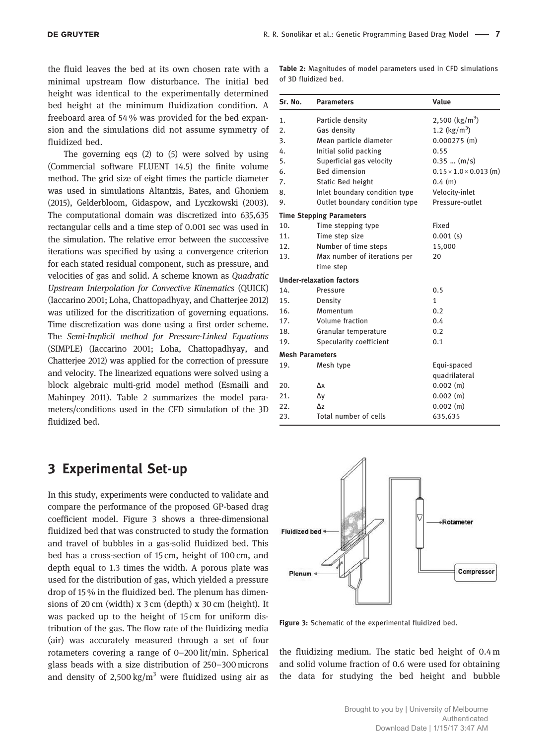the fluid leaves the bed at its own chosen rate with a minimal upstream flow disturbance. The initial bed height was identical to the experimentally determined bed height at the minimum fluidization condition. A freeboard area of 54 % was provided for the bed expansion and the simulations did not assume symmetry of fluidized bed.

The governing eqs (2) to (5) were solved by using (Commercial software FLUENT 14.5) the finite volume method. The grid size of eight times the particle diameter was used in simulations Altantzis, Bates, and Ghoniem (2015), Gelderbloom, Gidaspow, and Lyczkowski (2003). The computational domain was discretized into 635,635 rectangular cells and a time step of 0.001 sec was used in the simulation. The relative error between the successive iterations was specified by using a convergence criterion for each stated residual component, such as pressure, and velocities of gas and solid. A scheme known as *Quadratic Upstream Interpolation for Convective Kinematics* (QUICK) (Iaccarino 2001; Loha, Chattopadhyay, and Chatterjee 2012) was utilized for the discritization of governing equations. Time discretization was done using a first order scheme. The *Semi-Implicit method for Pressure-Linked Equations* (SIMPLE) (Iaccarino 2001; Loha, Chattopadhyay, and Chatterjee 2012) was applied for the correction of pressure and velocity. The linearized equations were solved using a block algebraic multi-grid model method (Esmaili and Mahinpey 2011). Table 2 summarizes the model parameters/conditions used in the CFD simulation of the 3D fluidized bed.

**Table 2:** Magnitudes of model parameters used in CFD simulations of 3D fluidized bed.

| Sr. No. | Parameters | Value |
|---|---|---|
| 1. | Particle density | 2,500 ($kg/m^3$) |
| 2. | Gas density | 1.2 ($kg/m^3$) |
| 3. | Mean particle diameter | 0.000275 (m) |
| 4. | Initial solid packing | 0.55 |
| 5. | Superficial gas velocity | 0.35 ... (m/s) |
| 6. | Bed dimension | $0.15 \times 1.0 \times 0.013$ (m) |
| 7. | Static Bed height | 0.4 (m) |
| 8. | Inlet boundary condition type | Velocity-inlet |
| 9. | Outlet boundary condition type | Pressure-outlet |
| **Time Stepping Parameters** | | |
| 10. | Time stepping type | Fixed |
| 11. | Time step size | 0.001 (s) |
| 12. | Number of time steps | 15,000 |
| 13. | Max number of iterations per time step | 20 |
| **Under-relaxation factors** | | |
| 14. | Pressure | 0.5 |
| 15. | Density | 1 |
| 16. | Momentum | 0.2 |
| 17. | Volume fraction | 0.4 |
| 18. | Granular temperature | 0.2 |
| 19. | Specularity coefficient | 0.1 |
| **Mesh Parameters** | | |
| 19. | Mesh type | Equi-spaced quadrilateral |
| 20. | $\Delta x$ | 0.002 (m) |
| 21. | $\Delta y$ | 0.002 (m) |
| 22. | $\Delta z$ | 0.002 (m) |
| 23. | Total number of cells | 635,635 |

## 3 Experimental Set-up

In this study, experiments were conducted to validate and compare the performance of the proposed GP-based drag coefficient model. Figure 3 shows a three-dimensional fluidized bed that was constructed to study the formation and travel of bubbles in a gas-solid fluidized bed. This bed has a cross-section of 15 cm, height of 100 cm, and depth equal to 1.3 times the width. A porous plate was used for the distribution of gas, which yielded a pressure drop of 15 % in the fluidized bed. The plenum has dimensions of 20 cm (width) x 3 cm (depth) x 30 cm (height). It was packed up to the height of 15 cm for uniform distribution of the gas. The flow rate of the fluidizing media (air) was accurately measured through a set of four rotameters covering a range of 0–200 lit/min. Spherical glass beads with a size distribution of 250–300 microns and density of 2,500 $kg/m^3$ were fluidized using air as the fluidizing medium. The static bed height of 0.4 m and solid volume fraction of 0.6 were used for obtaining the data for studying the bed height and bubble

**Figure 3:** Schematic of the experimental fluidized bed.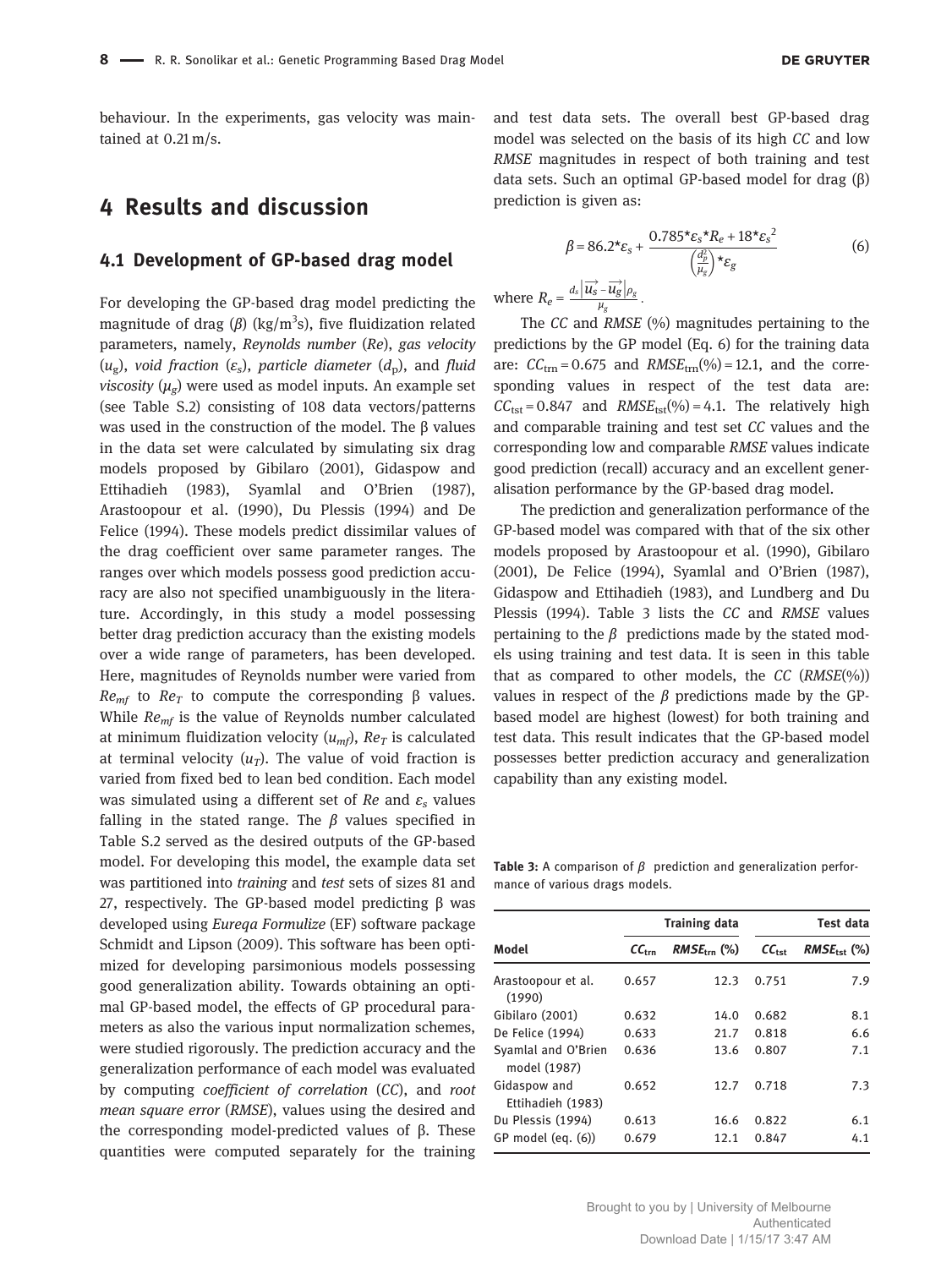behaviour. In the experiments, gas velocity was maintained at 0.21 m/s.

# 4 Results and discussion

## 4.1 Development of GP-based drag model

For developing the GP-based drag model predicting the magnitude of drag ($\beta$) (kg/m$^3$s), five fluidization related parameters, namely, *Reynolds number* ($Re$), *gas velocity* ($u_g$), *void fraction* ($\varepsilon_s$), *particle diameter* ($d_p$), and *fluid viscosity* ($\mu_g$) were used as model inputs. An example set (see Table S.2) consisting of 108 data vectors/patterns was used in the construction of the model. The β values in the data set were calculated by simulating six drag models proposed by Gibilaro (2001), Gidaspow and Ettihadieh (1983), Syamlal and O'Brien (1987), Arastoopour et al. (1990), Du Plessis (1994) and De Felice (1994). These models predict dissimilar values of the drag coefficient over same parameter ranges. The ranges over which models possess good prediction accuracy are also not specified unambiguously in the literature. Accordingly, in this study a model possessing better drag prediction accuracy than the existing models over a wide range of parameters, has been developed. Here, magnitudes of Reynolds number were varied from $Re_{mf}$ to $Re_T$ to compute the corresponding β values. While $Re_{mf}$ is the value of Reynolds number calculated at minimum fluidization velocity ($u_{mf}$), $Re_T$ is calculated at terminal velocity ($u_T$). The value of void fraction is varied from fixed bed to lean bed condition. Each model was simulated using a different set of $Re$ and $\varepsilon_s$ values falling in the stated range. The $\beta$ values specified in Table S.2 served as the desired outputs of the GP-based model. For developing this model, the example data set was partitioned into *training* and *test* sets of sizes 81 and 27, respectively. The GP-based model predicting β was developed using *Eureqa Formulize* (EF) software package Schmidt and Lipson (2009). This software has been optimized for developing parsimonious models possessing good generalization ability. Towards obtaining an optimal GP-based model, the effects of GP procedural parameters as also the various input normalization schemes, were studied rigorously. The prediction accuracy and the generalization performance of each model was evaluated by computing *coefficient of correlation* ($CC$), and *root mean square error* ($RMSE$), values using the desired and the corresponding model-predicted values of β. These quantities were computed separately for the training and test data sets. The overall best GP-based drag model was selected on the basis of its high $CC$ and low $RMSE$ magnitudes in respect of both training and test data sets. Such an optimal GP-based model for drag (β) prediction is given as:

$$\beta = 86.2 * \varepsilon_s + \frac{0.785 * \varepsilon_s * R_e + 18 * \varepsilon_s^{\,2}}{\left(\frac{d_p^2}{\mu_g}\right) * \varepsilon_g} \tag{6}$$

where $R_e = \frac{d_s \left|\overrightarrow{u_s} - \overrightarrow{u_g}\right| \rho_g}{\mu_g}$.

The $CC$ and $RMSE$ (%) magnitudes pertaining to the predictions by the GP model (Eq. 6) for the training data are: $CC_{trn} = 0.675$ and $RMSE_{trn}(\%) = 12.1$, and the corresponding values in respect of the test data are: $CC_{tst} = 0.847$ and $RMSE_{tst}(\%) = 4.1$. The relatively high and comparable training and test set $CC$ values and the corresponding low and comparable $RMSE$ values indicate good prediction (recall) accuracy and an excellent generalisation performance by the GP-based drag model.

The prediction and generalization performance of the GP-based model was compared with that of the six other models proposed by Arastoopour et al. (1990), Gibilaro (2001), De Felice (1994), Syamlal and O'Brien (1987), Gidaspow and Ettihadieh (1983), and Lundberg and Du Plessis (1994). Table 3 lists the $CC$ and $RMSE$ values pertaining to the $\beta$ predictions made by the stated models using training and test data. It is seen in this table that as compared to other models, the $CC$ ($RMSE$(%)) values in respect of the $\beta$ predictions made by the GP-based model are highest (lowest) for both training and test data. This result indicates that the GP-based model possesses better prediction accuracy and generalization capability than any existing model.

**Table 3:** A comparison of $\beta$ prediction and generalization performance of various drags models.

| Model | Training data | | Test data | |
|---|---|---|---|---|
| | $CC_{trn}$ | $RMSE_{trn}$ (%) | $CC_{tst}$ | $RMSE_{tst}$ (%) |
| Arastoopour et al. (1990) | 0.657 | 12.3 | 0.751 | 7.9 |
| Gibilaro (2001) | 0.632 | 14.0 | 0.682 | 8.1 |
| De Felice (1994) | 0.633 | 21.7 | 0.818 | 6.6 |
| Syamlal and O'Brien model (1987) | 0.636 | 13.6 | 0.807 | 7.1 |
| Gidaspow and Ettihadieh (1983) | 0.652 | 12.7 | 0.718 | 7.3 |
| Du Plessis (1994) | 0.613 | 16.6 | 0.822 | 6.1 |
| GP model (eq. (6)) | 0.679 | 12.1 | 0.847 | 4.1 |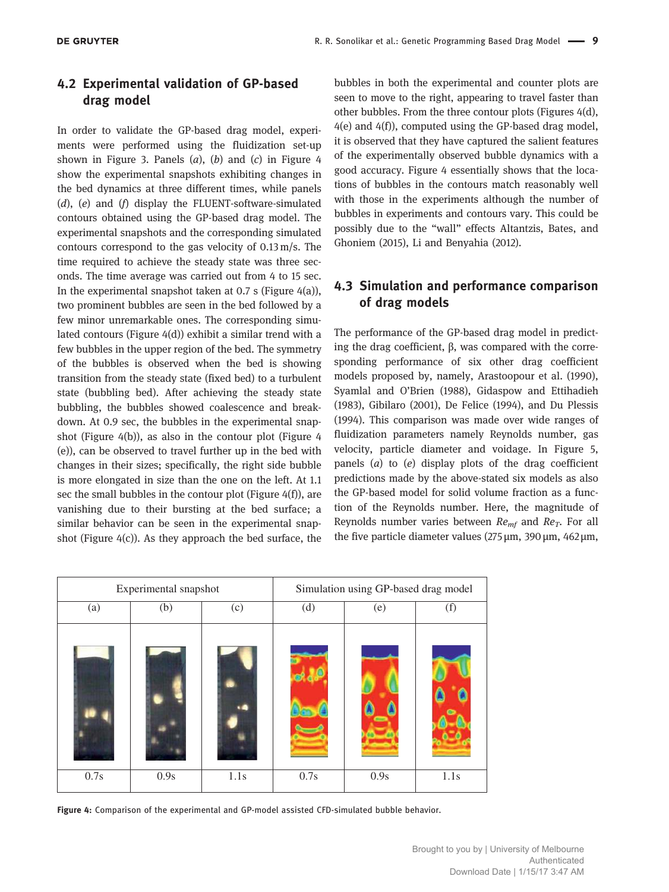## 4.2 Experimental validation of GP-based drag model

In order to validate the GP-based drag model, experiments were performed using the fluidization set-up shown in Figure 3. Panels (*a*), (*b*) and (*c*) in Figure 4 show the experimental snapshots exhibiting changes in the bed dynamics at three different times, while panels (*d*), (*e*) and (*f*) display the FLUENT-software-simulated contours obtained using the GP-based drag model. The experimental snapshots and the corresponding simulated contours correspond to the gas velocity of 0.13 m/s. The time required to achieve the steady state was three seconds. The time average was carried out from 4 to 15 sec. In the experimental snapshot taken at 0.7 s (Figure 4(a)), two prominent bubbles are seen in the bed followed by a few minor unremarkable ones. The corresponding simulated contours (Figure 4(d)) exhibit a similar trend with a few bubbles in the upper region of the bed. The symmetry of the bubbles is observed when the bed is showing transition from the steady state (fixed bed) to a turbulent state (bubbling bed). After achieving the steady state bubbling, the bubbles showed coalescence and breakdown. At 0.9 sec, the bubbles in the experimental snapshot (Figure 4(b)), as also in the contour plot (Figure 4 (e)), can be observed to travel further up in the bed with changes in their sizes; specifically, the right side bubble is more elongated in size than the one on the left. At 1.1 sec the small bubbles in the contour plot (Figure 4(f)), are vanishing due to their bursting at the bed surface; a similar behavior can be seen in the experimental snapshot (Figure 4(c)). As they approach the bed surface, the bubbles in both the experimental and counter plots are seen to move to the right, appearing to travel faster than other bubbles. From the three contour plots (Figures 4(d), 4(e) and 4(f)), computed using the GP-based drag model, it is observed that they have captured the salient features of the experimentally observed bubble dynamics with a good accuracy. Figure 4 essentially shows that the locations of bubbles in the contours match reasonably well with those in the experiments although the number of bubbles in experiments and contours vary. This could be possibly due to the "wall" effects Altantzis, Bates, and Ghoniem (2015), Li and Benyahia (2012).

## 4.3 Simulation and performance comparison of drag models

The performance of the GP-based drag model in predicting the drag coefficient, β, was compared with the corresponding performance of six other drag coefficient models proposed by, namely, Arastoopour et al. (1990), Syamlal and O'Brien (1988), Gidaspow and Ettihadieh (1983), Gibilaro (2001), De Felice (1994), and Du Plessis (1994). This comparison was made over wide ranges of fluidization parameters namely Reynolds number, gas velocity, particle diameter and voidage. In Figure 5, panels (*a*) to (*e*) display plots of the drag coefficient predictions made by the above-stated six models as also the GP-based model for solid volume fraction as a function of the Reynolds number. Here, the magnitude of Reynolds number varies between $Re_{mf}$ and $Re_T$. For all the five particle diameter values (275 μm, 390 μm, 462 μm,

| Experimental snapshot | | | Simulation using GP-based drag model | | |
|---|---|---|---|---|---|
| (a) | (b) | (c) | (d) | (e) | (f) |
| | | | | | |
| 0.7s | 0.9s | 1.1s | 0.7s | 0.9s | 1.1s |

**Figure 4:** Comparison of the experimental and GP-model assisted CFD-simulated bubble behavior.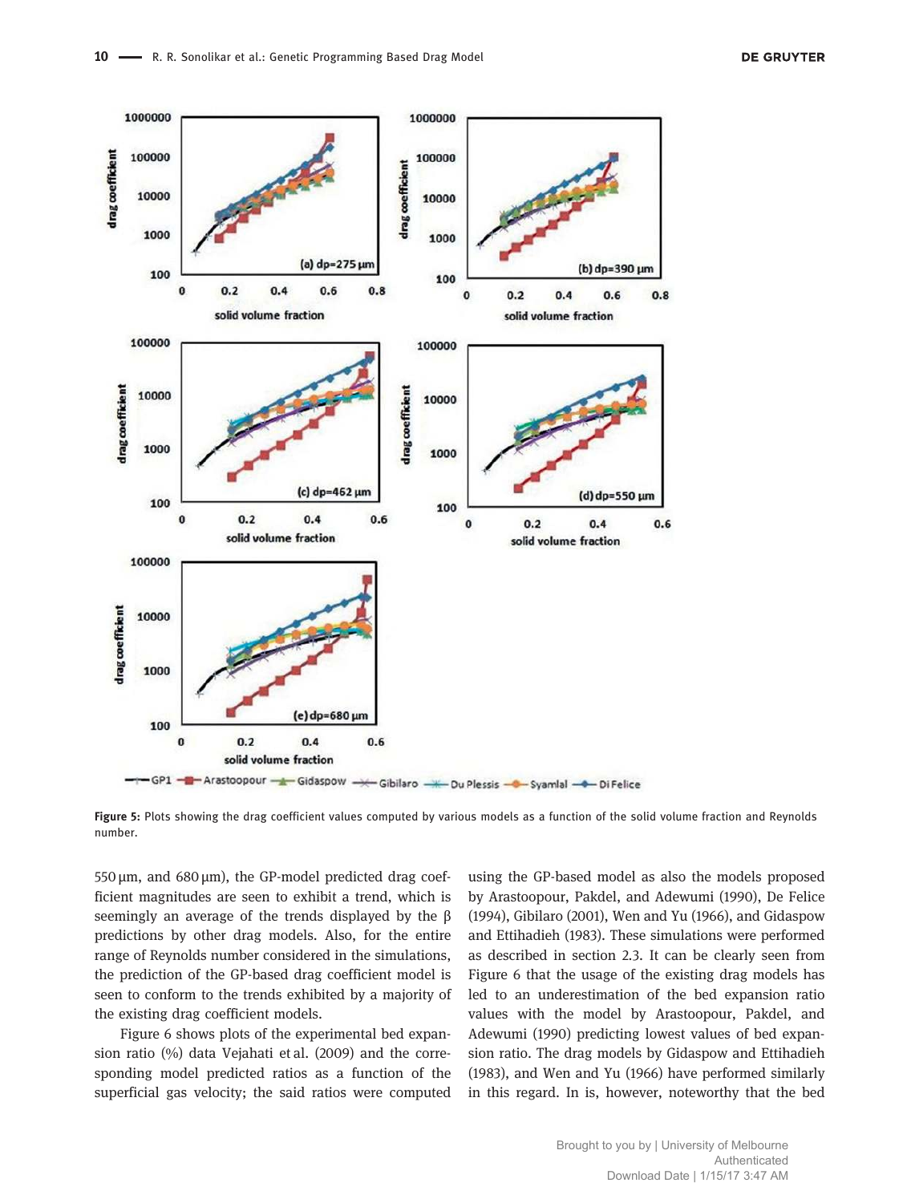Figure 5: Plots showing the drag coefficient values computed by various models as a function of the solid volume fraction and Reynolds number.

550 μm, and 680 μm), the GP-model predicted drag coefficient magnitudes are seen to exhibit a trend, which is seemingly an average of the trends displayed by the β predictions by other drag models. Also, for the entire range of Reynolds number considered in the simulations, the prediction of the GP-based drag coefficient model is seen to conform to the trends exhibited by a majority of the existing drag coefficient models.

Figure 6 shows plots of the experimental bed expansion ratio (%) data Vejahati et al. (2009) and the corresponding model predicted ratios as a function of the superficial gas velocity; the said ratios were computed using the GP-based model as also the models proposed by Arastoopour, Pakdel, and Adewumi (1990), De Felice (1994), Gibilaro (2001), Wen and Yu (1966), and Gidaspow and Ettihadieh (1983). These simulations were performed as described in section 2.3. It can be clearly seen from Figure 6 that the usage of the existing drag models has led to an underestimation of the bed expansion ratio values with the model by Arastoopour, Pakdel, and Adewumi (1990) predicting lowest values of bed expansion ratio. The drag models by Gidaspow and Ettihadieh (1983), and Wen and Yu (1966) have performed similarly in this regard. In is, however, noteworthy that the bed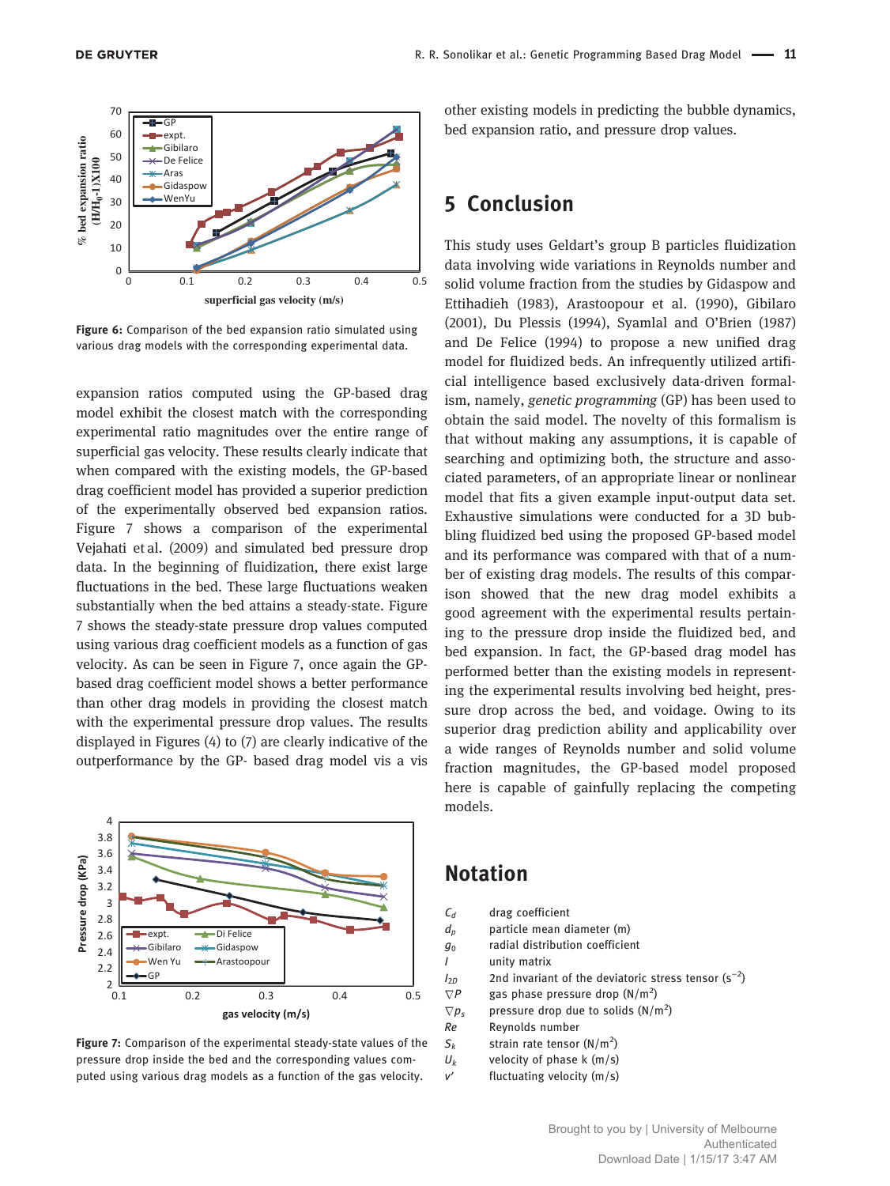Figure 6: Comparison of the bed expansion ratio simulated using various drag models with the corresponding experimental data.

expansion ratios computed using the GP-based drag model exhibit the closest match with the corresponding experimental ratio magnitudes over the entire range of superficial gas velocity. These results clearly indicate that when compared with the existing models, the GP-based drag coefficient model has provided a superior prediction of the experimentally observed bed expansion ratios. Figure 7 shows a comparison of the experimental Vejahati et al. (2009) and simulated bed pressure drop data. In the beginning of fluidization, there exist large fluctuations in the bed. These large fluctuations weaken substantially when the bed attains a steady-state. Figure 7 shows the steady-state pressure drop values computed using various drag coefficient models as a function of gas velocity. As can be seen in Figure 7, once again the GP-based drag coefficient model shows a better performance than other drag models in providing the closest match with the experimental pressure drop values. The results displayed in Figures (4) to (7) are clearly indicative of the outperformance by the GP- based drag model vis a vis other existing models in predicting the bubble dynamics, bed expansion ratio, and pressure drop values.

Figure 7: Comparison of the experimental steady-state values of the pressure drop inside the bed and the corresponding values computed using various drag models as a function of the gas velocity.

## 5 Conclusion

This study uses Geldart's group B particles fluidization data involving wide variations in Reynolds number and solid volume fraction from the studies by Gidaspow and Ettihadieh (1983), Arastoopour et al. (1990), Gibilaro (2001), Du Plessis (1994), Syamlal and O'Brien (1987) and De Felice (1994) to propose a new unified drag model for fluidized beds. An infrequently utilized artificial intelligence based exclusively data-driven formalism, namely, *genetic programming* (GP) has been used to obtain the said model. The novelty of this formalism is that without making any assumptions, it is capable of searching and optimizing both, the structure and associated parameters, of an appropriate linear or nonlinear model that fits a given example input-output data set. Exhaustive simulations were conducted for a 3D bubbling fluidized bed using the proposed GP-based model and its performance was compared with that of a number of existing drag models. The results of this comparison showed that the new drag model exhibits a good agreement with the experimental results pertaining to the pressure drop inside the fluidized bed, and bed expansion. In fact, the GP-based drag model has performed better than the existing models in representing the experimental results involving bed height, pressure drop across the bed, and voidage. Owing to its superior drag prediction ability and applicability over a wide ranges of Reynolds number and solid volume fraction magnitudes, the GP-based model proposed here is capable of gainfully replacing the competing models.

## Notation

| | |
|---|---|
| $C_d$ | drag coefficient |
| $d_p$ | particle mean diameter (m) |
| $g_0$ | radial distribution coefficient |
| $I$ | unity matrix |
| $I_{2D}$ | 2nd invariant of the deviatoric stress tensor ($s^{-2}$) |
| $\nabla P$ | gas phase pressure drop ($N/m^2$) |
| $\nabla p_s$ | pressure drop due to solids ($N/m^2$) |
| $Re$ | Reynolds number |
| $S_k$ | strain rate tensor ($N/m^2$) |
| $U_k$ | velocity of phase k (m/s) |
| $v'$ | fluctuating velocity (m/s) |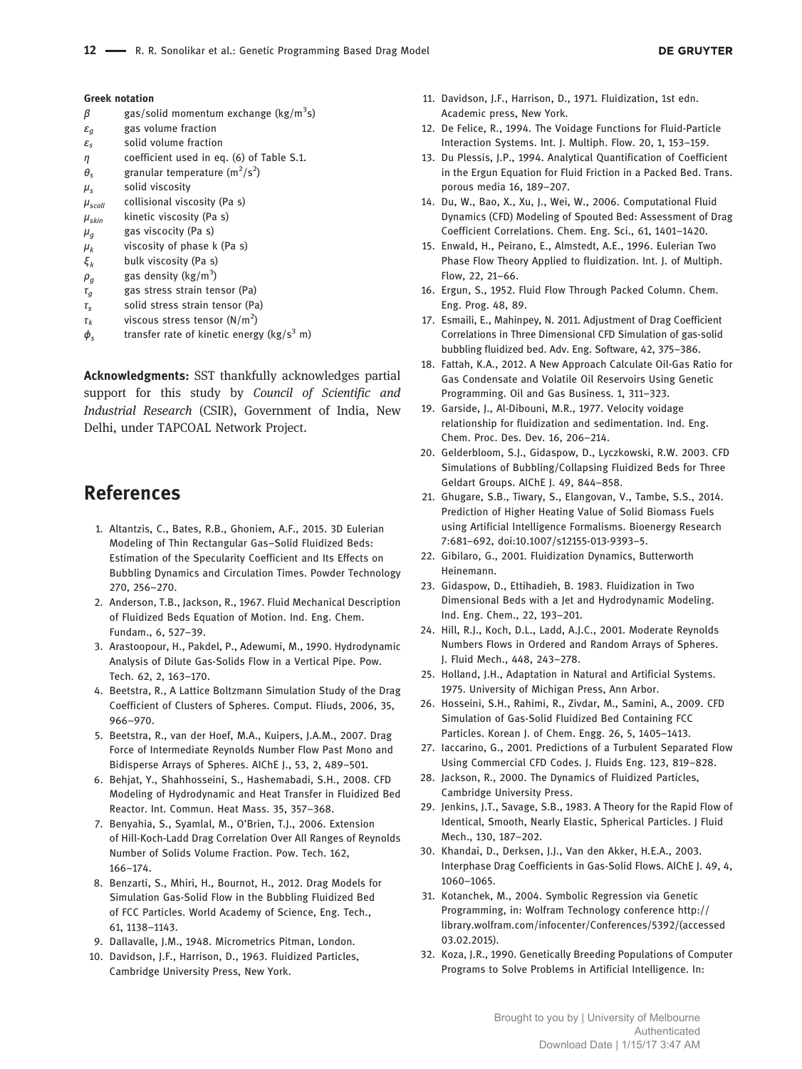**Greek notation**

| | |
|---|---|
| $\beta$ | gas/solid momentum exchange (kg/m$^3$s) |
| $\varepsilon_g$ | gas volume fraction |
| $\varepsilon_s$ | solid volume fraction |
| $\eta$ | coefficient used in eq. (6) of Table S.1. |
| $\theta_s$ | granular temperature (m$^2$/s$^2$) |
| $\mu_s$ | solid viscosity |
| $\mu_{scoll}$ | collisional viscosity (Pa s) |
| $\mu_{skin}$ | kinetic viscosity (Pa s) |
| $\mu_g$ | gas viscocity (Pa s) |
| $\mu_k$ | viscosity of phase k (Pa s) |
| $\xi_k$ | bulk viscosity (Pa s) |
| $\rho_g$ | gas density (kg/m$^3$) |
| $\tau_g$ | gas stress strain tensor (Pa) |
| $\tau_s$ | solid stress strain tensor (Pa) |
| $\tau_k$ | viscous stress tensor (N/m$^2$) |
| $\phi_s$ | transfer rate of kinetic energy (kg/s$^3$ m) |

**Acknowledgments:** SST thankfully acknowledges partial support for this study by *Council of Scientific and Industrial Research* (CSIR), Government of India, New Delhi, under TAPCOAL Network Project.

# References

1. Altantzis, C., Bates, R.B., Ghoniem, A.F., 2015. 3D Eulerian Modeling of Thin Rectangular Gas–Solid Fluidized Beds: Estimation of the Specularity Coefficient and Its Effects on Bubbling Dynamics and Circulation Times. Powder Technology 270, 256–270.
2. Anderson, T.B., Jackson, R., 1967. Fluid Mechanical Description of Fluidized Beds Equation of Motion. Ind. Eng. Chem. Fundam., 6, 527–39.
3. Arastoopour, H., Pakdel, P., Adewumi, M., 1990. Hydrodynamic Analysis of Dilute Gas-Solids Flow in a Vertical Pipe. Pow. Tech. 62, 2, 163–170.
4. Beetstra, R., A Lattice Boltzmann Simulation Study of the Drag Coefficient of Clusters of Spheres. Comput. Fliuds, 2006, 35, 966–970.
5. Beetstra, R., van der Hoef, M.A., Kuipers, J.A.M., 2007. Drag Force of Intermediate Reynolds Number Flow Past Mono and Bidisperse Arrays of Spheres. AIChE J., 53, 2, 489–501.
6. Behjat, Y., Shahhosseini, S., Hashemabadi, S.H., 2008. CFD Modeling of Hydrodynamic and Heat Transfer in Fluidized Bed Reactor. Int. Commun. Heat Mass. 35, 357–368.
7. Benyahia, S., Syamlal, M., O'Brien, T.J., 2006. Extension of Hill-Koch-Ladd Drag Correlation Over All Ranges of Reynolds Number of Solids Volume Fraction. Pow. Tech. 162, 166–174.
8. Benzarti, S., Mhiri, H., Bournot, H., 2012. Drag Models for Simulation Gas-Solid Flow in the Bubbling Fluidized Bed of FCC Particles. World Academy of Science, Eng. Tech., 61, 1138–1143.
9. Dallavalle, J.M., 1948. Micrometrics Pitman, London.
10. Davidson, J.F., Harrison, D., 1963. Fluidized Particles, Cambridge University Press, New York.
11. Davidson, J.F., Harrison, D., 1971. Fluidization, 1st edn. Academic press, New York.
12. De Felice, R., 1994. The Voidage Functions for Fluid-Particle Interaction Systems. Int. J. Multiph. Flow. 20, 1, 153–159.
13. Du Plessis, J.P., 1994. Analytical Quantification of Coefficient in the Ergun Equation for Fluid Friction in a Packed Bed. Trans. porous media 16, 189–207.
14. Du, W., Bao, X., Xu, J., Wei, W., 2006. Computational Fluid Dynamics (CFD) Modeling of Spouted Bed: Assessment of Drag Coefficient Correlations. Chem. Eng. Sci., 61, 1401–1420.
15. Enwald, H., Peirano, E., Almstedt, A.E., 1996. Eulerian Two Phase Flow Theory Applied to fluidization. Int. J. of Multiph. Flow, 22, 21–66.
16. Ergun, S., 1952. Fluid Flow Through Packed Column. Chem. Eng. Prog. 48, 89.
17. Esmaili, E., Mahinpey, N. 2011. Adjustment of Drag Coefficient Correlations in Three Dimensional CFD Simulation of gas-solid bubbling fluidized bed. Adv. Eng. Software, 42, 375–386.
18. Fattah, K.A., 2012. A New Approach Calculate Oil-Gas Ratio for Gas Condensate and Volatile Oil Reservoirs Using Genetic Programming. Oil and Gas Business. 1, 311–323.
19. Garside, J., Al-Dibouni, M.R., 1977. Velocity voidage relationship for fluidization and sedimentation. Ind. Eng. Chem. Proc. Des. Dev. 16, 206–214.
20. Gelderbloom, S.J., Gidaspow, D., Lyczkowski, R.W. 2003. CFD Simulations of Bubbling/Collapsing Fluidized Beds for Three Geldart Groups. AIChE J. 49, 844–858.
21. Ghugare, S.B., Tiwary, S., Elangovan, V., Tambe, S.S., 2014. Prediction of Higher Heating Value of Solid Biomass Fuels using Artificial Intelligence Formalisms. Bioenergy Research 7:681–692, doi:10.1007/s12155-013-9393-5.
22. Gibilaro, G., 2001. Fluidization Dynamics, Butterworth Heinemann.
23. Gidaspow, D., Ettihadieh, B. 1983. Fluidization in Two Dimensional Beds with a Jet and Hydrodynamic Modeling. Ind. Eng. Chem., 22, 193–201.
24. Hill, R.J., Koch, D.L., Ladd, A.J.C., 2001. Moderate Reynolds Numbers Flows in Ordered and Random Arrays of Spheres. J. Fluid Mech., 448, 243–278.
25. Holland, J.H., Adaptation in Natural and Artificial Systems. 1975. University of Michigan Press, Ann Arbor.
26. Hosseini, S.H., Rahimi, R., Zivdar, M., Samini, A., 2009. CFD Simulation of Gas-Solid Fluidized Bed Containing FCC Particles. Korean J. of Chem. Engg. 26, 5, 1405–1413.
27. Iaccarino, G., 2001. Predictions of a Turbulent Separated Flow Using Commercial CFD Codes. J. Fluids Eng. 123, 819–828.
28. Jackson, R., 2000. The Dynamics of Fluidized Particles, Cambridge University Press.
29. Jenkins, J.T., Savage, S.B., 1983. A Theory for the Rapid Flow of Identical, Smooth, Nearly Elastic, Spherical Particles. J Fluid Mech., 130, 187–202.
30. Khandai, D., Derksen, J.J., Van den Akker, H.E.A., 2003. Interphase Drag Coefficients in Gas-Solid Flows. AIChE J. 49, 4, 1060–1065.
31. Kotanchek, M., 2004. Symbolic Regression via Genetic Programming, in: Wolfram Technology conference http://library.wolfram.com/infocenter/Conferences/5392/(accessed 03.02.2015).
32. Koza, J.R., 1990. Genetically Breeding Populations of Computer Programs to Solve Problems in Artificial Intelligence. In: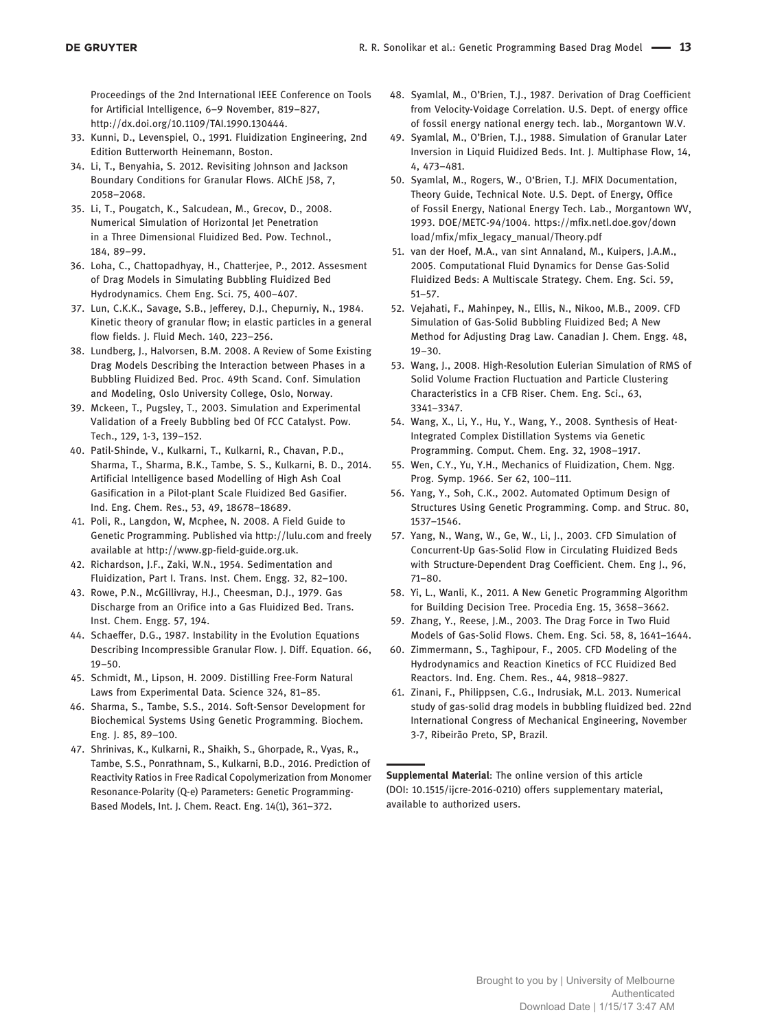Proceedings of the 2nd International IEEE Conference on Tools for Artificial Intelligence, 6–9 November, 819–827, http://dx.doi.org/10.1109/TAI.1990.130444.

33. Kunni, D., Levenspiel, O., 1991. Fluidization Engineering, 2nd Edition Butterworth Heinemann, Boston.
34. Li, T., Benyahia, S. 2012. Revisiting Johnson and Jackson Boundary Conditions for Granular Flows. AIChE J58, 7, 2058–2068.
35. Li, T., Pougatch, K., Salcudean, M., Grecov, D., 2008. Numerical Simulation of Horizontal Jet Penetration in a Three Dimensional Fluidized Bed. Pow. Technol., 184, 89–99.
36. Loha, C., Chattopadhyay, H., Chatterjee, P., 2012. Assesment of Drag Models in Simulating Bubbling Fluidized Bed Hydrodynamics. Chem Eng. Sci. 75, 400–407.
37. Lun, C.K.K., Savage, S.B., Jefferey, D.J., Chepurniy, N., 1984. Kinetic theory of granular flow; in elastic particles in a general flow fields. J. Fluid Mech. 140, 223–256.
38. Lundberg, J., Halvorsen, B.M. 2008. A Review of Some Existing Drag Models Describing the Interaction between Phases in a Bubbling Fluidized Bed. Proc. 49th Scand. Conf. Simulation and Modeling, Oslo University College, Oslo, Norway.
39. Mckeen, T., Pugsley, T., 2003. Simulation and Experimental Validation of a Freely Bubbling bed Of FCC Catalyst. Pow. Tech., 129, 1-3, 139–152.
40. Patil-Shinde, V., Kulkarni, T., Kulkarni, R., Chavan, P.D., Sharma, T., Sharma, B.K., Tambe, S. S., Kulkarni, B. D., 2014. Artificial Intelligence based Modelling of High Ash Coal Gasification in a Pilot-plant Scale Fluidized Bed Gasifier. Ind. Eng. Chem. Res., 53, 49, 18678–18689.
41. Poli, R., Langdon, W, Mcphee, N. 2008. A Field Guide to Genetic Programming. Published via http://lulu.com and freely available at http://www.gp-field-guide.org.uk.
42. Richardson, J.F., Zaki, W.N., 1954. Sedimentation and Fluidization, Part I. Trans. Inst. Chem. Engg. 32, 82–100.
43. Rowe, P.N., McGillivray, H.J., Cheesman, D.J., 1979. Gas Discharge from an Orifice into a Gas Fluidized Bed. Trans. Inst. Chem. Engg. 57, 194.
44. Schaeffer, D.G., 1987. Instability in the Evolution Equations Describing Incompressible Granular Flow. J. Diff. Equation. 66, 19–50.
45. Schmidt, M., Lipson, H. 2009. Distilling Free-Form Natural Laws from Experimental Data. Science 324, 81–85.
46. Sharma, S., Tambe, S.S., 2014. Soft-Sensor Development for Biochemical Systems Using Genetic Programming. Biochem. Eng. J. 85, 89–100.
47. Shrinivas, K., Kulkarni, R., Shaikh, S., Ghorpade, R., Vyas, R., Tambe, S.S., Ponrathnam, S., Kulkarni, B.D., 2016. Prediction of Reactivity Ratios in Free Radical Copolymerization from Monomer Resonance-Polarity (Q-e) Parameters: Genetic Programming-Based Models, Int. J. Chem. React. Eng. 14(1), 361–372.
48. Syamlal, M., O'Brien, T.J., 1987. Derivation of Drag Coefficient from Velocity-Voidage Correlation. U.S. Dept. of energy office of fossil energy national energy tech. lab., Morgantown W.V.
49. Syamlal, M., O'Brien, T.J., 1988. Simulation of Granular Later Inversion in Liquid Fluidized Beds. Int. J. Multiphase Flow, 14, 4, 473–481.
50. Syamlal, M., Rogers, W., O'Brien, T.J. MFIX Documentation, Theory Guide, Technical Note. U.S. Dept. of Energy, Office of Fossil Energy, National Energy Tech. Lab., Morgantown WV, 1993. DOE/METC-94/1004. https://mfix.netl.doe.gov/download/mfix/mfix_legacy_manual/Theory.pdf
51. van der Hoef, M.A., van sint Annaland, M., Kuipers, J.A.M., 2005. Computational Fluid Dynamics for Dense Gas-Solid Fluidized Beds: A Multiscale Strategy. Chem. Eng. Sci. 59, 51–57.
52. Vejahati, F., Mahinpey, N., Ellis, N., Nikoo, M.B., 2009. CFD Simulation of Gas-Solid Bubbling Fluidized Bed; A New Method for Adjusting Drag Law. Canadian J. Chem. Engg. 48, 19–30.
53. Wang, J., 2008. High-Resolution Eulerian Simulation of RMS of Solid Volume Fraction Fluctuation and Particle Clustering Characteristics in a CFB Riser. Chem. Eng. Sci., 63, 3341–3347.
54. Wang, X., Li, Y., Hu, Y., Wang, Y., 2008. Synthesis of Heat-Integrated Complex Distillation Systems via Genetic Programming. Comput. Chem. Eng. 32, 1908–1917.
55. Wen, C.Y., Yu, Y.H., Mechanics of Fluidization, Chem. Ngg. Prog. Symp. 1966. Ser 62, 100–111.
56. Yang, Y., Soh, C.K., 2002. Automated Optimum Design of Structures Using Genetic Programming. Comp. and Struc. 80, 1537–1546.
57. Yang, N., Wang, W., Ge, W., Li, J., 2003. CFD Simulation of Concurrent-Up Gas-Solid Flow in Circulating Fluidized Beds with Structure-Dependent Drag Coefficient. Chem. Eng J., 96, 71–80.
58. Yi, L., Wanli, K., 2011. A New Genetic Programming Algorithm for Building Decision Tree. Procedia Eng. 15, 3658–3662.
59. Zhang, Y., Reese, J.M., 2003. The Drag Force in Two Fluid Models of Gas-Solid Flows. Chem. Eng. Sci. 58, 8, 1641–1644.
60. Zimmermann, S., Taghipour, F., 2005. CFD Modeling of the Hydrodynamics and Reaction Kinetics of FCC Fluidized Bed Reactors. Ind. Eng. Chem. Res., 44, 9818–9827.
61. Zinani, F., Philippsen, C.G., Indrusiak, M.L. 2013. Numerical study of gas-solid drag models in bubbling fluidized bed. 22nd International Congress of Mechanical Engineering, November 3-7, Ribeirão Preto, SP, Brazil.

**Supplemental Material**: The online version of this article (DOI: 10.1515/ijcre-2016-0210) offers supplementary material, available to authorized users.